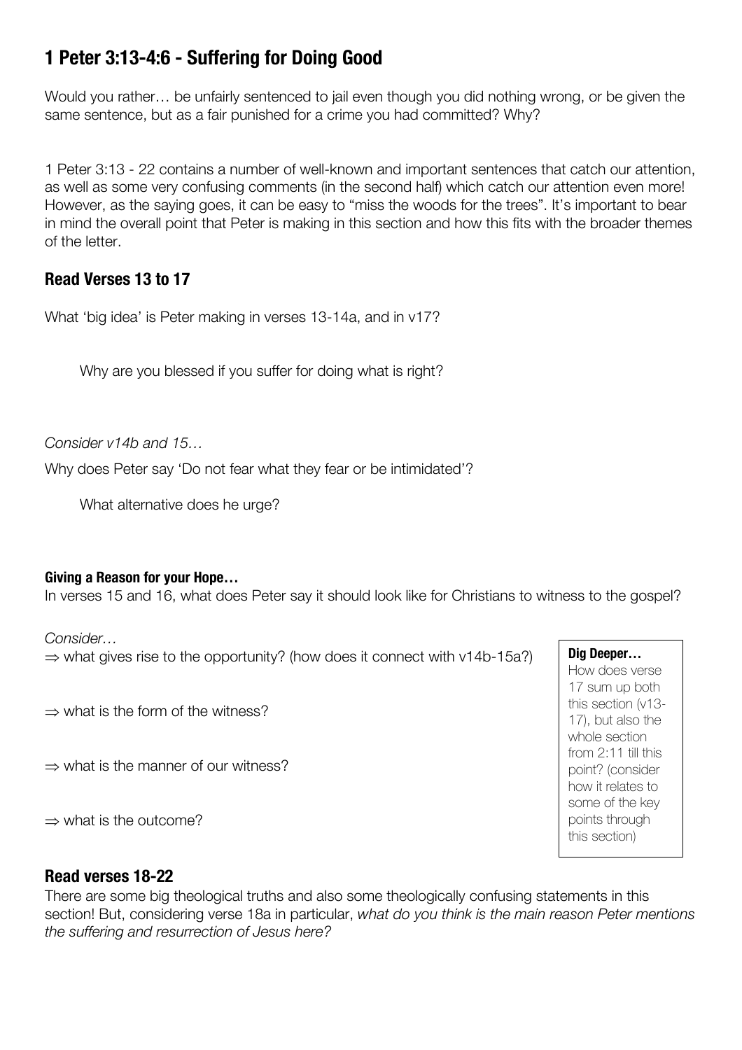# 1 Peter 3:13-4:6 - Suffering for Doing Good

Would you rather… be unfairly sentenced to jail even though you did nothing wrong, or be given the same sentence, but as a fair punished for a crime you had committed? Why?

1 Peter 3:13 - 22 contains a number of well-known and important sentences that catch our attention, as well as some very confusing comments (in the second half) which catch our attention even more! However, as the saying goes, it can be easy to "miss the woods for the trees". It's important to bear in mind the overall point that Peter is making in this section and how this fits with the broader themes of the letter.

## Read Verses 13 to 17

What 'big idea' is Peter making in verses 13-14a, and in v17?

Why are you blessed if you suffer for doing what is right?

*Consider v14b and 15…*

Why does Peter say 'Do not fear what they fear or be intimidated'?

What alternative does he urge?

**Giving a Reason for your Hope…**

In verses 15 and 16, what does Peter say it should look like for Christians to witness to the gospel?

*Consider…*

⇒ what gives rise to the opportunity? (how does it connect with v14b-15a?)

⇒ what is the form of the witness?

⇒ what is the manner of our witness?

⇒ what is the outcome?

**Dig Deeper…**
How does verse 17 sum up both this section (v13-17), but also the whole section from 2:11 till this point? (consider how it relates to some of the key points through this section)

## Read verses 18-22

There are some big theological truths and also some theologically confusing statements in this section! But, considering verse 18a in particular, *what do you think is the main reason Peter mentions the suffering and resurrection of Jesus here?*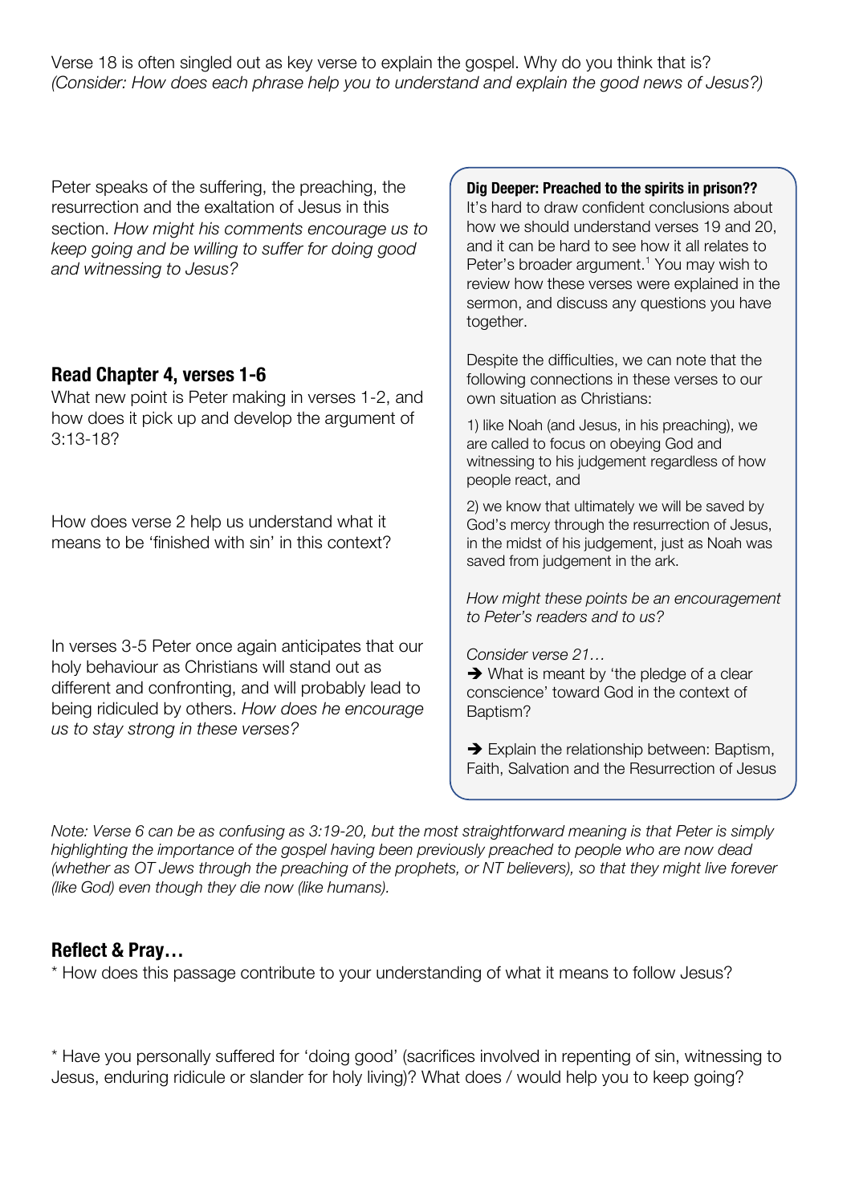Verse 18 is often singled out as key verse to explain the gospel. Why do you think that is? *(Consider: How does each phrase help you to understand and explain the good news of Jesus?)*

Peter speaks of the suffering, the preaching, the resurrection and the exaltation of Jesus in this section. *How might his comments encourage us to keep going and be willing to suffer for doing good and witnessing to Jesus?*

### Read Chapter 4, verses 1-6

What new point is Peter making in verses 1-2, and how does it pick up and develop the argument of 3:13-18?

How does verse 2 help us understand what it means to be 'finished with sin' in this context?

In verses 3-5 Peter once again anticipates that our holy behaviour as Christians will stand out as different and confronting, and will probably lead to being ridiculed by others. *How does he encourage us to stay strong in these verses?*

**Dig Deeper: Preached to the spirits in prison??**

It's hard to draw confident conclusions about how we should understand verses 19 and 20, and it can be hard to see how it all relates to Peter's broader argument.[1] You may wish to review how these verses were explained in the sermon, and discuss any questions you have together.

Despite the difficulties, we can note that the following connections in these verses to our own situation as Christians:

1) like Noah (and Jesus, in his preaching), we are called to focus on obeying God and witnessing to his judgement regardless of how people react, and

2) we know that ultimately we will be saved by God's mercy through the resurrection of Jesus, in the midst of his judgement, just as Noah was saved from judgement in the ark.

*How might these points be an encouragement to Peter's readers and to us?*

*Consider verse 21…*

➔ What is meant by 'the pledge of a clear conscience' toward God in the context of Baptism?

➔ Explain the relationship between: Baptism, Faith, Salvation and the Resurrection of Jesus

*Note: Verse 6 can be as confusing as 3:19-20, but the most straightforward meaning is that Peter is simply highlighting the importance of the gospel having been previously preached to people who are now dead (whether as OT Jews through the preaching of the prophets, or NT believers), so that they might live forever (like God) even though they die now (like humans).*

### Reflect & Pray…

* How does this passage contribute to your understanding of what it means to follow Jesus?

* Have you personally suffered for 'doing good' (sacrifices involved in repenting of sin, witnessing to Jesus, enduring ridicule or slander for holy living)? What does / would help you to keep going?